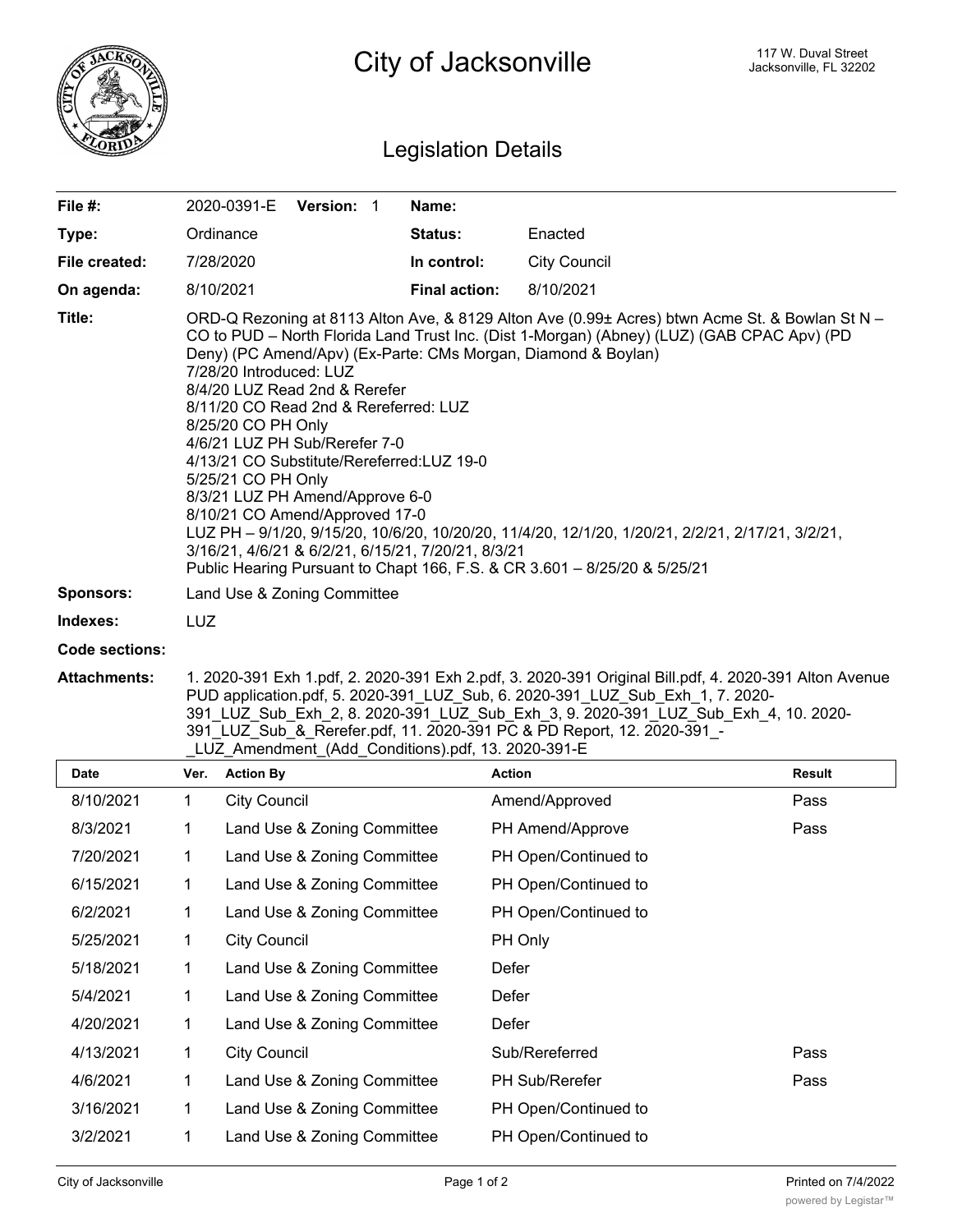# City of Jacksonville

117 W. Duval Street
Jacksonville, FL 32202

## Legislation Details

| | | | |
|---|---|---|---|
| **File #:** | 2020-0391-E **Version:** 1 | **Name:** | |
| **Type:** | Ordinance | **Status:** | Enacted |
| **File created:** | 7/28/2020 | **In control:** | City Council |
| **On agenda:** | 8/10/2021 | **Final action:** | 8/10/2021 |

**Title:** ORD-Q Rezoning at 8113 Alton Ave, & 8129 Alton Ave (0.99± Acres) btwn Acme St. & Bowlan St N – CO to PUD – North Florida Land Trust Inc. (Dist 1-Morgan) (Abney) (LUZ) (GAB CPAC Apv) (PD Deny) (PC Amend/Apv) (Ex-Parte: CMs Morgan, Diamond & Boylan)
7/28/20 Introduced: LUZ
8/4/20 LUZ Read 2nd & Rerefer
8/11/20 CO Read 2nd & Rereferred: LUZ
8/25/20 CO PH Only
4/6/21 LUZ PH Sub/Rerefer 7-0
4/13/21 CO Substitute/Rereferred:LUZ 19-0
5/25/21 CO PH Only
8/3/21 LUZ PH Amend/Approve 6-0
8/10/21 CO Amend/Approved 17-0
LUZ PH – 9/1/20, 9/15/20, 10/6/20, 10/20/20, 11/4/20, 12/1/20, 1/20/21, 2/2/21, 2/17/21, 3/2/21, 3/16/21, 4/6/21 & 6/2/21, 6/15/21, 7/20/21, 8/3/21
Public Hearing Pursuant to Chapt 166, F.S. & CR 3.601 – 8/25/20 & 5/25/21

**Sponsors:** Land Use & Zoning Committee

**Indexes:** LUZ

**Code sections:**

**Attachments:** 1. 2020-391 Exh 1.pdf, 2. 2020-391 Exh 2.pdf, 3. 2020-391 Original Bill.pdf, 4. 2020-391 Alton Avenue PUD application.pdf, 5. 2020-391_LUZ_Sub, 6. 2020-391_LUZ_Sub_Exh_1, 7. 2020-391_LUZ_Sub_Exh_2, 8. 2020-391_LUZ_Sub_Exh_3, 9. 2020-391_LUZ_Sub_Exh_4, 10. 2020-391_LUZ_Sub_&_Rerefer.pdf, 11. 2020-391 PC & PD Report, 12. 2020-391_-_LUZ_Amendment_(Add_Conditions).pdf, 13. 2020-391-E

| Date | Ver. | Action By | Action | Result |
|---|---|---|---|---|
| 8/10/2021 | 1 | City Council | Amend/Approved | Pass |
| 8/3/2021 | 1 | Land Use & Zoning Committee | PH Amend/Approve | Pass |
| 7/20/2021 | 1 | Land Use & Zoning Committee | PH Open/Continued to | |
| 6/15/2021 | 1 | Land Use & Zoning Committee | PH Open/Continued to | |
| 6/2/2021 | 1 | Land Use & Zoning Committee | PH Open/Continued to | |
| 5/25/2021 | 1 | City Council | PH Only | |
| 5/18/2021 | 1 | Land Use & Zoning Committee | Defer | |
| 5/4/2021 | 1 | Land Use & Zoning Committee | Defer | |
| 4/20/2021 | 1 | Land Use & Zoning Committee | Defer | |
| 4/13/2021 | 1 | City Council | Sub/Rereferred | Pass |
| 4/6/2021 | 1 | Land Use & Zoning Committee | PH Sub/Rerefer | Pass |
| 3/16/2021 | 1 | Land Use & Zoning Committee | PH Open/Continued to | |
| 3/2/2021 | 1 | Land Use & Zoning Committee | PH Open/Continued to | |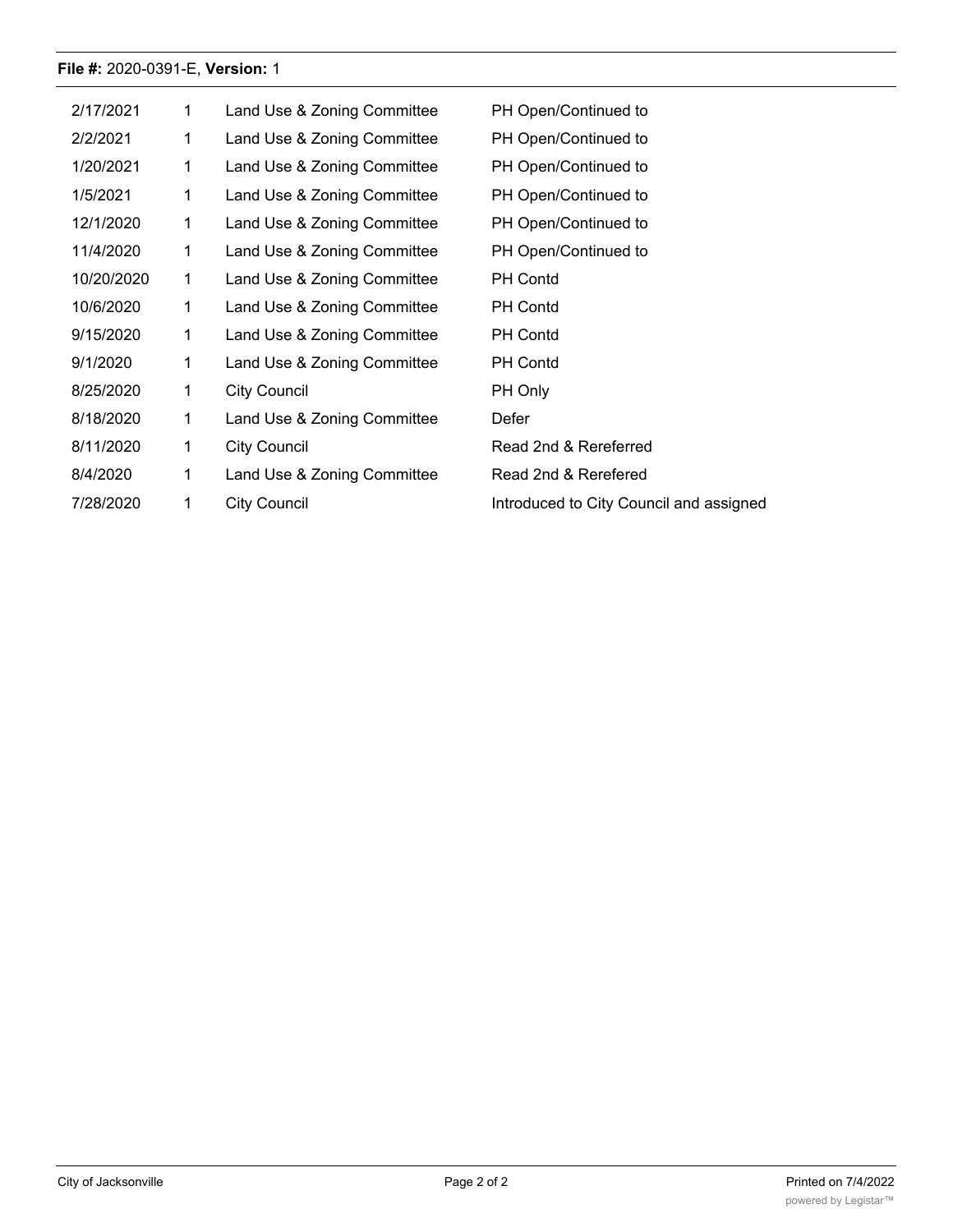**File #:** 2020-0391-E, **Version:** 1

| | | | |
|---|---|---|---|
| 2/17/2021 | 1 | Land Use & Zoning Committee | PH Open/Continued to |
| 2/2/2021 | 1 | Land Use & Zoning Committee | PH Open/Continued to |
| 1/20/2021 | 1 | Land Use & Zoning Committee | PH Open/Continued to |
| 1/5/2021 | 1 | Land Use & Zoning Committee | PH Open/Continued to |
| 12/1/2020 | 1 | Land Use & Zoning Committee | PH Open/Continued to |
| 11/4/2020 | 1 | Land Use & Zoning Committee | PH Open/Continued to |
| 10/20/2020 | 1 | Land Use & Zoning Committee | PH Contd |
| 10/6/2020 | 1 | Land Use & Zoning Committee | PH Contd |
| 9/15/2020 | 1 | Land Use & Zoning Committee | PH Contd |
| 9/1/2020 | 1 | Land Use & Zoning Committee | PH Contd |
| 8/25/2020 | 1 | City Council | PH Only |
| 8/18/2020 | 1 | Land Use & Zoning Committee | Defer |
| 8/11/2020 | 1 | City Council | Read 2nd & Rereferred |
| 8/4/2020 | 1 | Land Use & Zoning Committee | Read 2nd & Rerefered |
| 7/28/2020 | 1 | City Council | Introduced to City Council and assigned |